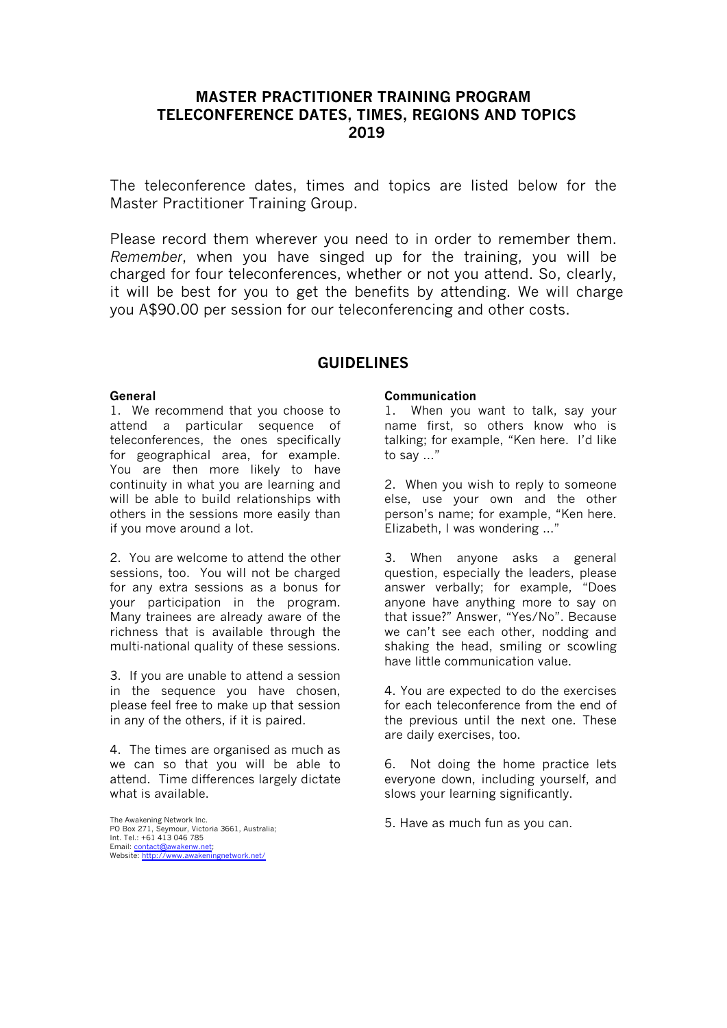# MASTER PRACTITIONER TRAINING PROGRAM
# TELECONFERENCE DATES, TIMES, REGIONS AND TOPICS
# 2019

The teleconference dates, times and topics are listed below for the Master Practitioner Training Group.

Please record them wherever you need to in order to remember them. *Remember*, when you have singed up for the training, you will be charged for four teleconferences, whether or not you attend. So, clearly, it will be best for you to get the benefits by attending. We will charge you A$90.00 per session for our teleconferencing and other costs.

## GUIDELINES

### General

1. We recommend that you choose to attend a particular sequence of teleconferences, the ones specifically for geographical area, for example. You are then more likely to have continuity in what you are learning and will be able to build relationships with others in the sessions more easily than if you move around a lot.

2. You are welcome to attend the other sessions, too. You will not be charged for any extra sessions as a bonus for your participation in the program. Many trainees are already aware of the richness that is available through the multi-national quality of these sessions.

3. If you are unable to attend a session in the sequence you have chosen, please feel free to make up that session in any of the others, if it is paired.

4. The times are organised as much as we can so that you will be able to attend. Time differences largely dictate what is available.

The Awakening Network Inc.
PO Box 271, Seymour, Victoria 3661, Australia;
Int. Tel.: +61 413 046 785
Email: contact@awakenw.net;
Website: http://www.awakeningnetwork.net/

### Communication

1. When you want to talk, say your name first, so others know who is talking; for example, "Ken here. I'd like to say ..."

2. When you wish to reply to someone else, use your own and the other person's name; for example, "Ken here. Elizabeth, I was wondering ..."

3. When anyone asks a general question, especially the leaders, please answer verbally; for example, "Does anyone have anything more to say on that issue?" Answer, "Yes/No". Because we can't see each other, nodding and shaking the head, smiling or scowling have little communication value.

4. You are expected to do the exercises for each teleconference from the end of the previous until the next one. These are daily exercises, too.

6. Not doing the home practice lets everyone down, including yourself, and slows your learning significantly.

5. Have as much fun as you can.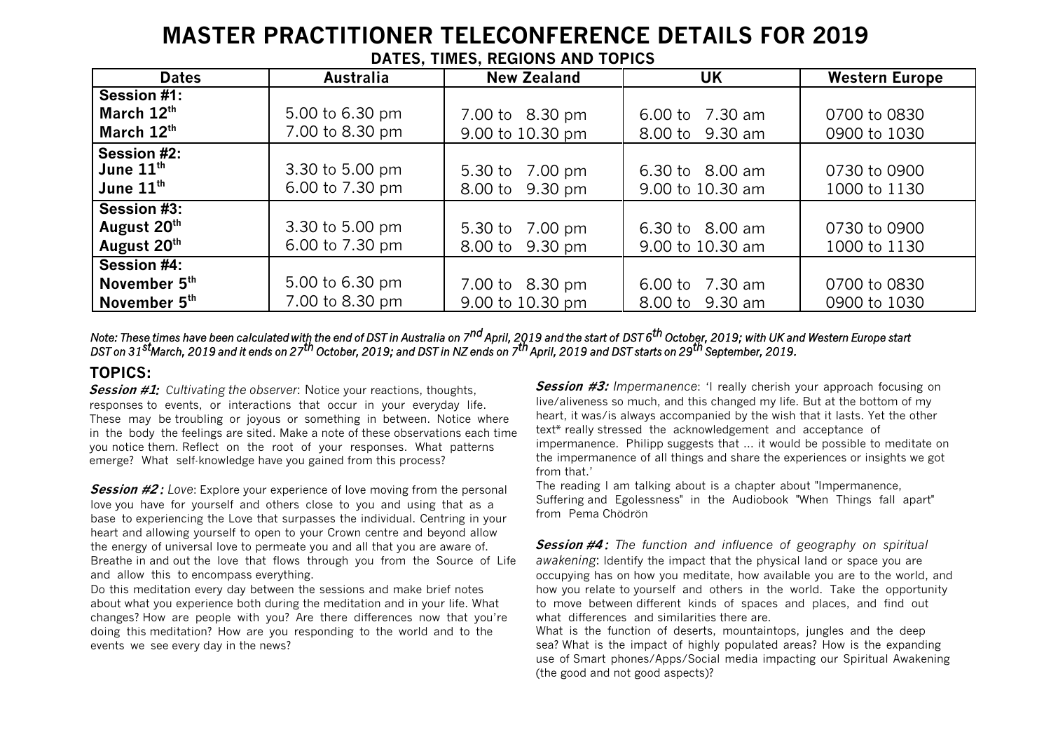# MASTER PRACTITIONER TELECONFERENCE DETAILS FOR 2019

## DATES, TIMES, REGIONS AND TOPICS

| Dates | Australia | New Zealand | UK | Western Europe |
|---|---|---|---|---|
| **Session #1:** | | | | |
| **March 12th** | 5.00 to 6.30 pm | 7.00 to 8.30 pm | 6.00 to 7.30 am | 0700 to 0830 |
| **March 12th** | 7.00 to 8.30 pm | 9.00 to 10.30 pm | 8.00 to 9.30 am | 0900 to 1030 |
| **Session #2:** | | | | |
| **June 11th** | 3.30 to 5.00 pm | 5.30 to 7.00 pm | 6.30 to 8.00 am | 0730 to 0900 |
| **June 11th** | 6.00 to 7.30 pm | 8.00 to 9.30 pm | 9.00 to 10.30 am | 1000 to 1130 |
| **Session #3:** | | | | |
| **August 20th** | 3.30 to 5.00 pm | 5.30 to 7.00 pm | 6.30 to 8.00 am | 0730 to 0900 |
| **August 20th** | 6.00 to 7.30 pm | 8.00 to 9.30 pm | 9.00 to 10.30 am | 1000 to 1130 |
| **Session #4:** | | | | |
| **November 5th** | 5.00 to 6.30 pm | 7.00 to 8.30 pm | 6.00 to 7.30 am | 0700 to 0830 |
| **November 5th** | 7.00 to 8.30 pm | 9.00 to 10.30 pm | 8.00 to 9.30 am | 0900 to 1030 |

*Note: These times have been calculated with the end of DST in Australia on 7nd April, 2019 and the start of DST 6th October, 2019; with UK and Western Europe start DST on 31stMarch, 2019 and it ends on 27th October, 2019; and DST in NZ ends on 7th April, 2019 and DST starts on 29th September, 2019.*

## TOPICS:

***Session #1:*** *Cultivating the observer*: Notice your reactions, thoughts, responses to events, or interactions that occur in your everyday life. These may be troubling or joyous or something in between. Notice where in the body the feelings are sited. Make a note of these observations each time you notice them. Reflect on the root of your responses. What patterns emerge? What self-knowledge have you gained from this process?

***Session #2 :*** *Love*: Explore your experience of love moving from the personal love you have for yourself and others close to you and using that as a base to experiencing the Love that surpasses the individual. Centring in your heart and allowing yourself to open to your Crown centre and beyond allow the energy of universal love to permeate you and all that you are aware of. Breathe in and out the love that flows through you from the Source of Life and allow this to encompass everything.

Do this meditation every day between the sessions and make brief notes about what you experience both during the meditation and in your life. What changes? How are people with you? Are there differences now that you're doing this meditation? How are you responding to the world and to the events we see every day in the news?

***Session #3:*** *Impermanence*: 'I really cherish your approach focusing on live/aliveness so much, and this changed my life. But at the bottom of my heart, it was/is always accompanied by the wish that it lasts. Yet the other text* really stressed the acknowledgement and acceptance of impermanence. Philipp suggests that ... it would be possible to meditate on the impermanence of all things and share the experiences or insights we got from that.'

The reading I am talking about is a chapter about "Impermanence, Suffering and Egolessness" in the Audiobook "When Things fall apart" from Pema Chödrön

***Session #4 :*** *The function and influence of geography on spiritual awakening*: Identify the impact that the physical land or space you are occupying has on how you meditate, how available you are to the world, and how you relate to yourself and others in the world. Take the opportunity to move between different kinds of spaces and places, and find out what differences and similarities there are.

What is the function of deserts, mountaintops, jungles and the deep sea? What is the impact of highly populated areas? How is the expanding use of Smart phones/Apps/Social media impacting our Spiritual Awakening (the good and not good aspects)?